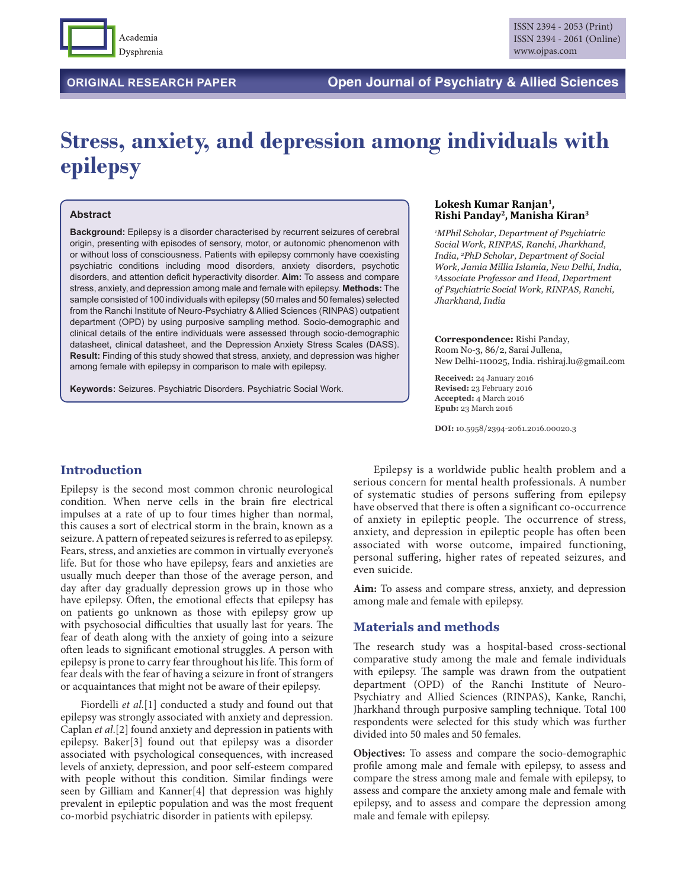ORIGINAL RESEARCH PAPER

Open Journal of Psychiatry & Allied Sciences

ISSN 2394 - 2053 (Print)
ISSN 2394 - 2061 (Online)
www.ojpas.com

# Stress, anxiety, and depression among individuals with epilepsy

**Lokesh Kumar Ranjan[1], Rishi Panday[2], Manisha Kiran[3]**

*[1]MPhil Scholar, Department of Psychiatric Social Work, RINPAS, Ranchi, Jharkhand, India, [2]PhD Scholar, Department of Social Work, Jamia Millia Islamia, New Delhi, India, [3]Associate Professor and Head, Department of Psychiatric Social Work, RINPAS, Ranchi, Jharkhand, India*

**Correspondence:** Rishi Panday, Room No-3, 86/2, Sarai Jullena, New Delhi-110025, India. rishiraj.lu@gmail.com

**Received:** 24 January 2016
**Revised:** 23 February 2016
**Accepted:** 4 March 2016
**Epub:** 23 March 2016

**DOI:** 10.5958/2394-2061.2016.00020.3

## Abstract

**Background:** Epilepsy is a disorder characterised by recurrent seizures of cerebral origin, presenting with episodes of sensory, motor, or autonomic phenomenon with or without loss of consciousness. Patients with epilepsy commonly have coexisting psychiatric conditions including mood disorders, anxiety disorders, psychotic disorders, and attention deficit hyperactivity disorder. **Aim:** To assess and compare stress, anxiety, and depression among male and female with epilepsy. **Methods:** The sample consisted of 100 individuals with epilepsy (50 males and 50 females) selected from the Ranchi Institute of Neuro-Psychiatry & Allied Sciences (RINPAS) outpatient department (OPD) by using purposive sampling method. Socio-demographic and clinical details of the entire individuals were assessed through socio-demographic datasheet, clinical datasheet, and the Depression Anxiety Stress Scales (DASS). **Result:** Finding of this study showed that stress, anxiety, and depression was higher among female with epilepsy in comparison to male with epilepsy.

**Keywords:** Seizures. Psychiatric Disorders. Psychiatric Social Work.

## Introduction

Epilepsy is the second most common chronic neurological condition. When nerve cells in the brain fire electrical impulses at a rate of up to four times higher than normal, this causes a sort of electrical storm in the brain, known as a seizure. A pattern of repeated seizures is referred to as epilepsy. Fears, stress, and anxieties are common in virtually everyone's life. But for those who have epilepsy, fears and anxieties are usually much deeper than those of the average person, and day after day gradually depression grows up in those who have epilepsy. Often, the emotional effects that epilepsy has on patients go unknown as those with epilepsy grow up with psychosocial difficulties that usually last for years. The fear of death along with the anxiety of going into a seizure often leads to significant emotional struggles. A person with epilepsy is prone to carry fear throughout his life. This form of fear deals with the fear of having a seizure in front of strangers or acquaintances that might not be aware of their epilepsy.

Fiordelli *et al.*[1] conducted a study and found out that epilepsy was strongly associated with anxiety and depression. Caplan *et al.*[2] found anxiety and depression in patients with epilepsy. Baker[3] found out that epilepsy was a disorder associated with psychological consequences, with increased levels of anxiety, depression, and poor self-esteem compared with people without this condition. Similar findings were seen by Gilliam and Kanner[4] that depression was highly prevalent in epileptic population and was the most frequent co-morbid psychiatric disorder in patients with epilepsy.

Epilepsy is a worldwide public health problem and a serious concern for mental health professionals. A number of systematic studies of persons suffering from epilepsy have observed that there is often a significant co-occurrence of anxiety in epileptic people. The occurrence of stress, anxiety, and depression in epileptic people has often been associated with worse outcome, impaired functioning, personal suffering, higher rates of repeated seizures, and even suicide.

**Aim:** To assess and compare stress, anxiety, and depression among male and female with epilepsy.

## Materials and methods

The research study was a hospital-based cross-sectional comparative study among the male and female individuals with epilepsy. The sample was drawn from the outpatient department (OPD) of the Ranchi Institute of Neuro-Psychiatry and Allied Sciences (RINPAS), Kanke, Ranchi, Jharkhand through purposive sampling technique. Total 100 respondents were selected for this study which was further divided into 50 males and 50 females.

**Objectives:** To assess and compare the socio-demographic profile among male and female with epilepsy, to assess and compare the stress among male and female with epilepsy, to assess and compare the anxiety among male and female with epilepsy, and to assess and compare the depression among male and female with epilepsy.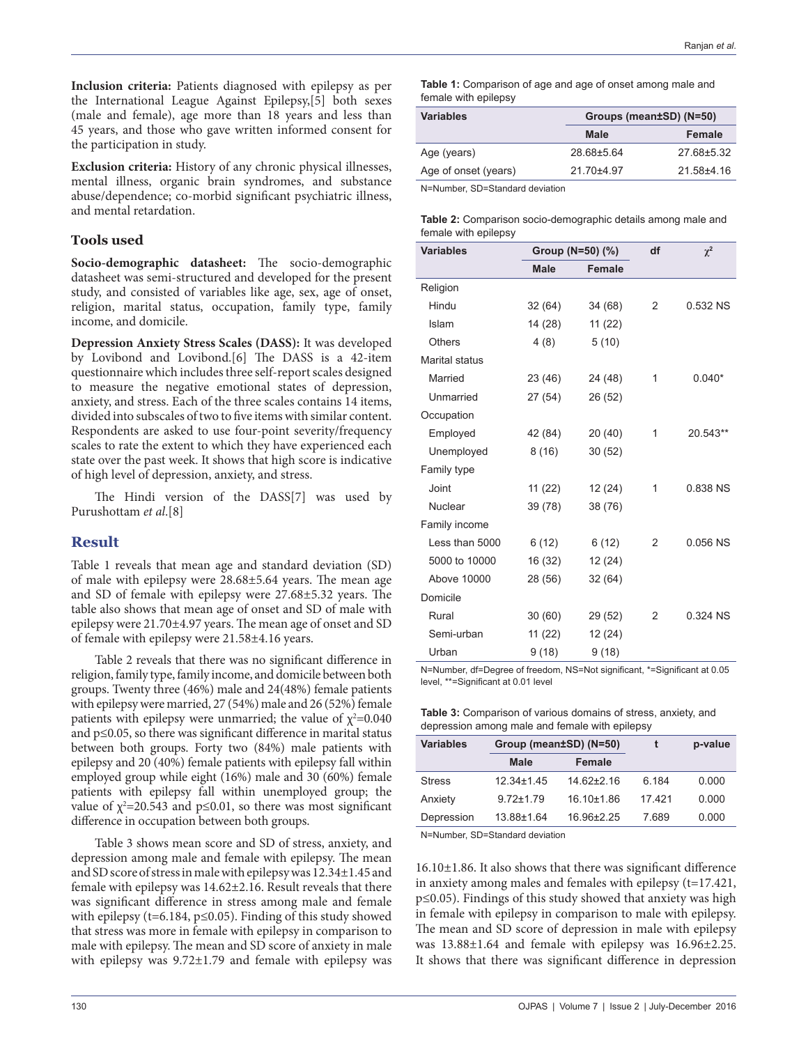**Inclusion criteria:** Patients diagnosed with epilepsy as per the International League Against Epilepsy,[5] both sexes (male and female), age more than 18 years and less than 45 years, and those who gave written informed consent for the participation in study.

**Exclusion criteria:** History of any chronic physical illnesses, mental illness, organic brain syndromes, and substance abuse/dependence; co-morbid significant psychiatric illness, and mental retardation.

### Tools used

**Socio-demographic datasheet:** The socio-demographic datasheet was semi-structured and developed for the present study, and consisted of variables like age, sex, age of onset, religion, marital status, occupation, family type, family income, and domicile.

**Depression Anxiety Stress Scales (DASS):** It was developed by Lovibond and Lovibond.[6] The DASS is a 42-item questionnaire which includes three self-report scales designed to measure the negative emotional states of depression, anxiety, and stress. Each of the three scales contains 14 items, divided into subscales of two to five items with similar content. Respondents are asked to use four-point severity/frequency scales to rate the extent to which they have experienced each state over the past week. It shows that high score is indicative of high level of depression, anxiety, and stress.

The Hindi version of the DASS[7] was used by Purushottam *et al.*[8]

## Result

Table 1 reveals that mean age and standard deviation (SD) of male with epilepsy were 28.68±5.64 years. The mean age and SD of female with epilepsy were 27.68±5.32 years. The table also shows that mean age of onset and SD of male with epilepsy were 21.70±4.97 years. The mean age of onset and SD of female with epilepsy were 21.58±4.16 years.

Table 2 reveals that there was no significant difference in religion, family type, family income, and domicile between both groups. Twenty three (46%) male and 24(48%) female patients with epilepsy were married, 27 (54%) male and 26 (52%) female patients with epilepsy were unmarried; the value of $\chi^2$=0.040 and p≤0.05, so there was significant difference in marital status between both groups. Forty two (84%) male patients with epilepsy and 20 (40%) female patients with epilepsy fall within employed group while eight (16%) male and 30 (60%) female patients with epilepsy fall within unemployed group; the value of $\chi^2$=20.543 and p≤0.01, so there was most significant difference in occupation between both groups.

Table 3 shows mean score and SD of stress, anxiety, and depression among male and female with epilepsy. The mean and SD score of stress in male with epilepsy was 12.34±1.45 and female with epilepsy was 14.62±2.16. Result reveals that there was significant difference in stress among male and female with epilepsy (t=6.184, p≤0.05). Finding of this study showed that stress was more in female with epilepsy in comparison to male with epilepsy. The mean and SD score of anxiety in male with epilepsy was 9.72±1.79 and female with epilepsy was 16.10±1.86. It also shows that there was significant difference in anxiety among males and females with epilepsy (t=17.421, p≤0.05). Findings of this study showed that anxiety was high in female with epilepsy in comparison to male with epilepsy. The mean and SD score of depression in male with epilepsy was 13.88±1.64 and female with epilepsy was 16.96±2.25. It shows that there was significant difference in depression

**Table 1:** Comparison of age and age of onset among male and female with epilepsy

| Variables | Groups (mean±SD) (N=50) | |
|---|---|---|
| | Male | Female |
| Age (years) | 28.68±5.64 | 27.68±5.32 |
| Age of onset (years) | 21.70±4.97 | 21.58±4.16 |

N=Number, SD=Standard deviation

**Table 2:** Comparison socio-demographic details among male and female with epilepsy

| Variables | Group (N=50) (%) | | df | $\chi^2$ |
|---|---|---|---|---|
| | Male | Female | | |
| Religion | | | | |
| Hindu | 32 (64) | 34 (68) | 2 | 0.532 NS |
| Islam | 14 (28) | 11 (22) | | |
| Others | 4 (8) | 5 (10) | | |
| Marital status | | | | |
| Married | 23 (46) | 24 (48) | 1 | 0.040* |
| Unmarried | 27 (54) | 26 (52) | | |
| Occupation | | | | |
| Employed | 42 (84) | 20 (40) | 1 | 20.543** |
| Unemployed | 8 (16) | 30 (52) | | |
| Family type | | | | |
| Joint | 11 (22) | 12 (24) | 1 | 0.838 NS |
| Nuclear | 39 (78) | 38 (76) | | |
| Family income | | | | |
| Less than 5000 | 6 (12) | 6 (12) | 2 | 0.056 NS |
| 5000 to 10000 | 16 (32) | 12 (24) | | |
| Above 10000 | 28 (56) | 32 (64) | | |
| Domicile | | | | |
| Rural | 30 (60) | 29 (52) | 2 | 0.324 NS |
| Semi-urban | 11 (22) | 12 (24) | | |
| Urban | 9 (18) | 9 (18) | | |

N=Number, df=Degree of freedom, NS=Not significant, *=Significant at 0.05 level, **=Significant at 0.01 level

**Table 3:** Comparison of various domains of stress, anxiety, and depression among male and female with epilepsy

| Variables | Group (mean±SD) (N=50) | | t | p-value |
|---|---|---|---|---|
| | Male | Female | | |
| Stress | 12.34±1.45 | 14.62±2.16 | 6.184 | 0.000 |
| Anxiety | 9.72±1.79 | 16.10±1.86 | 17.421 | 0.000 |
| Depression | 13.88±1.64 | 16.96±2.25 | 7.689 | 0.000 |

N=Number, SD=Standard deviation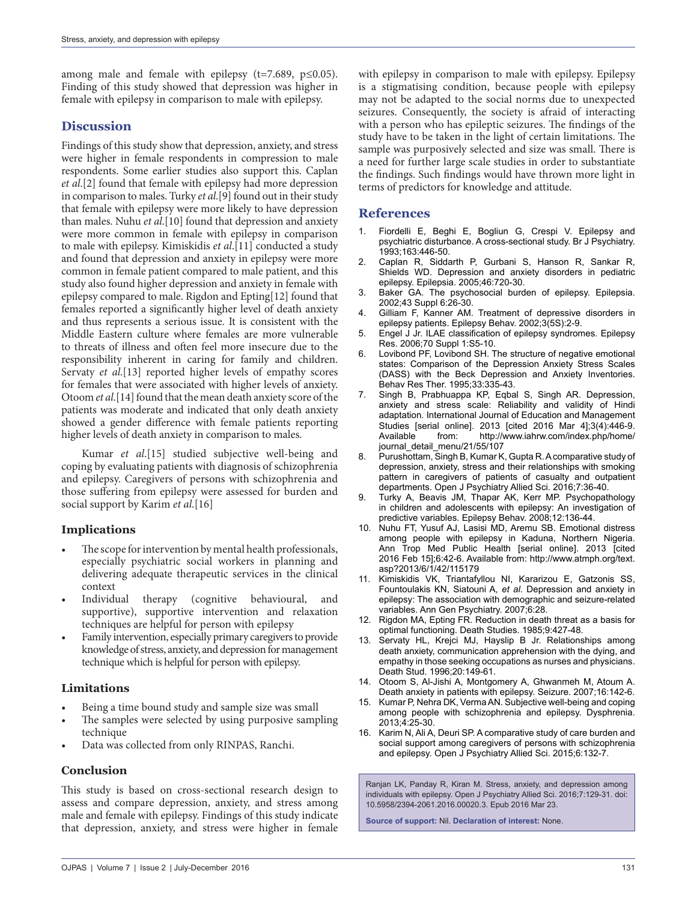among male and female with epilepsy (t=7.689, p≤0.05). Finding of this study showed that depression was higher in female with epilepsy in comparison to male with epilepsy.

## Discussion

Findings of this study show that depression, anxiety, and stress were higher in female respondents in compression to male respondents. Some earlier studies also support this. Caplan *et al.*[2] found that female with epilepsy had more depression in comparison to males. Turky *et al.*[9] found out in their study that female with epilepsy were more likely to have depression than males. Nuhu *et al.*[10] found that depression and anxiety were more common in female with epilepsy in comparison to male with epilepsy. Kimiskidis *et al.*[11] conducted a study and found that depression and anxiety in epilepsy were more common in female patient compared to male patient, and this study also found higher depression and anxiety in female with epilepsy compared to male. Rigdon and Epting[12] found that females reported a significantly higher level of death anxiety and thus represents a serious issue. It is consistent with the Middle Eastern culture where females are more vulnerable to threats of illness and often feel more insecure due to the responsibility inherent in caring for family and children. Servaty *et al.*[13] reported higher levels of empathy scores for females that were associated with higher levels of anxiety. Otoom *et al.*[14] found that the mean death anxiety score of the patients was moderate and indicated that only death anxiety showed a gender difference with female patients reporting higher levels of death anxiety in comparison to males.

Kumar *et al.*[15] studied subjective well-being and coping by evaluating patients with diagnosis of schizophrenia and epilepsy. Caregivers of persons with schizophrenia and those suffering from epilepsy were assessed for burden and social support by Karim *et al.*[16]

### Implications

- The scope for intervention by mental health professionals, especially psychiatric social workers in planning and delivering adequate therapeutic services in the clinical context
- Individual therapy (cognitive behavioural, and supportive), supportive intervention and relaxation techniques are helpful for person with epilepsy
- Family intervention, especially primary caregivers to provide knowledge of stress, anxiety, and depression for management technique which is helpful for person with epilepsy.

### Limitations

- Being a time bound study and sample size was small
- The samples were selected by using purposive sampling technique
- Data was collected from only RINPAS, Ranchi.

### Conclusion

This study is based on cross-sectional research design to assess and compare depression, anxiety, and stress among male and female with epilepsy. Findings of this study indicate that depression, anxiety, and stress were higher in female with epilepsy in comparison to male with epilepsy. Epilepsy is a stigmatising condition, because people with epilepsy may not be adapted to the social norms due to unexpected seizures. Consequently, the society is afraid of interacting with a person who has epileptic seizures. The findings of the study have to be taken in the light of certain limitations. The sample was purposively selected and size was small. There is a need for further large scale studies in order to substantiate the findings. Such findings would have thrown more light in terms of predictors for knowledge and attitude.

## References

1. Fiordelli E, Beghi E, Bogliun G, Crespi V. Epilepsy and psychiatric disturbance. A cross-sectional study. Br J Psychiatry. 1993;163:446-50.
2. Caplan R, Siddarth P, Gurbani S, Hanson R, Sankar R, Shields WD. Depression and anxiety disorders in pediatric epilepsy. Epilepsia. 2005;46:720-30.
3. Baker GA. The psychosocial burden of epilepsy. Epilepsia. 2002;43 Suppl 6:26-30.
4. Gilliam F, Kanner AM. Treatment of depressive disorders in epilepsy patients. Epilepsy Behav. 2002;3(5S):2-9.
5. Engel J Jr. ILAE classification of epilepsy syndromes. Epilepsy Res. 2006;70 Suppl 1:S5-10.
6. Lovibond PF, Lovibond SH. The structure of negative emotional states: Comparison of the Depression Anxiety Stress Scales (DASS) with the Beck Depression and Anxiety Inventories. Behav Res Ther. 1995;33:335-43.
7. Singh B, Prabhuappa KP, Eqbal S, Singh AR. Depression, anxiety and stress scale: Reliability and validity of Hindi adaptation. International Journal of Education and Management Studies [serial online]. 2013 [cited 2016 Mar 4];3(4):446-9. Available from: http://www.iahrw.com/index.php/home/journal_detail_menu/21/55/107
8. Purushottam, Singh B, Kumar K, Gupta R. A comparative study of depression, anxiety, stress and their relationships with smoking pattern in caregivers of patients of casualty and outpatient departments. Open J Psychiatry Allied Sci. 2016;7:36-40.
9. Turky A, Beavis JM, Thapar AK, Kerr MP. Psychopathology in children and adolescents with epilepsy: An investigation of predictive variables. Epilepsy Behav. 2008;12:136-44.
10. Nuhu FT, Yusuf AJ, Lasisi MD, Aremu SB. Emotional distress among people with epilepsy in Kaduna, Northern Nigeria. Ann Trop Med Public Health [serial online]. 2013 [cited 2016 Feb 15];6:42-6. Available from: http://www.atmph.org/text.asp?2013/6/1/42/115179
11. Kimiskidis VK, Triantafyllou NI, Kararizou E, Gatzonis SS, Fountoulakis KN, Siatouni A, *et al*. Depression and anxiety in epilepsy: The association with demographic and seizure-related variables. Ann Gen Psychiatry. 2007;6:28.
12. Rigdon MA, Epting FR. Reduction in death threat as a basis for optimal functioning. Death Studies. 1985;9:427-48.
13. Servaty HL, Krejci MJ, Hayslip B Jr. Relationships among death anxiety, communication apprehension with the dying, and empathy in those seeking occupations as nurses and physicians. Death Stud. 1996;20:149-61.
14. Otoom S, Al-Jishi A, Montgomery A, Ghwanmeh M, Atoum A. Death anxiety in patients with epilepsy. Seizure. 2007;16:142-6.
15. Kumar P, Nehra DK, Verma AN. Subjective well-being and coping among people with schizophrenia and epilepsy. Dysphrenia. 2013;4:25-30.
16. Karim N, Ali A, Deuri SP. A comparative study of care burden and social support among caregivers of persons with schizophrenia and epilepsy. Open J Psychiatry Allied Sci. 2015;6:132-7.

Ranjan LK, Panday R, Kiran M. Stress, anxiety, and depression among individuals with epilepsy. Open J Psychiatry Allied Sci. 2016;7:129-31. doi: 10.5958/2394-2061.2016.00020.3. Epub 2016 Mar 23.

**Source of support:** Nil. **Declaration of interest:** None.